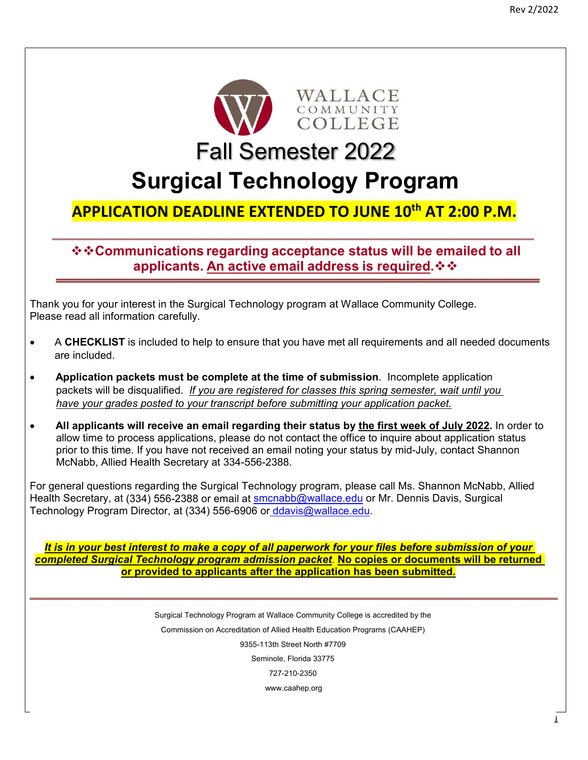WALLACE COMMUNITY COLLEGE

# Fall Semester 2022

# Surgical Technology Program

## APPLICATION DEADLINE EXTENDED TO JUNE 10th AT 2:00 P.M.

**❖❖Communications regarding acceptance status will be emailed to all applicants. An active email address is required.❖❖**

Thank you for your interest in the Surgical Technology program at Wallace Community College. Please read all information carefully.

- A **CHECKLIST** is included to help to ensure that you have met all requirements and all needed documents are included.
- **Application packets must be complete at the time of submission**. Incomplete application packets will be disqualified. *If you are registered for classes this spring semester, wait until you have your grades posted to your transcript before submitting your application packet.*
- **All applicants will receive an email regarding their status by the first week of July 2022.** In order to allow time to process applications, please do not contact the office to inquire about application status prior to this time. If you have not received an email noting your status by mid-July, contact Shannon McNabb, Allied Health Secretary at 334-556-2388.

For general questions regarding the Surgical Technology program, please call Ms. Shannon McNabb, Allied Health Secretary, at (334) 556-2388 or email at smcnabb@wallace.edu or Mr. Dennis Davis, Surgical Technology Program Director, at (334) 556-6906 or ddavis@wallace.edu.

***It is in your best interest to make a copy of all paperwork for your files before submission of your completed Surgical Technology program admission packet.*** **No copies or documents will be returned or provided to applicants after the application has been submitted.**

Surgical Technology Program at Wallace Community College is accredited by the
Commission on Accreditation of Allied Health Education Programs (CAAHEP)
9355-113th Street North #7709
Seminole, Florida 33775
727-210-2350
www.caahep.org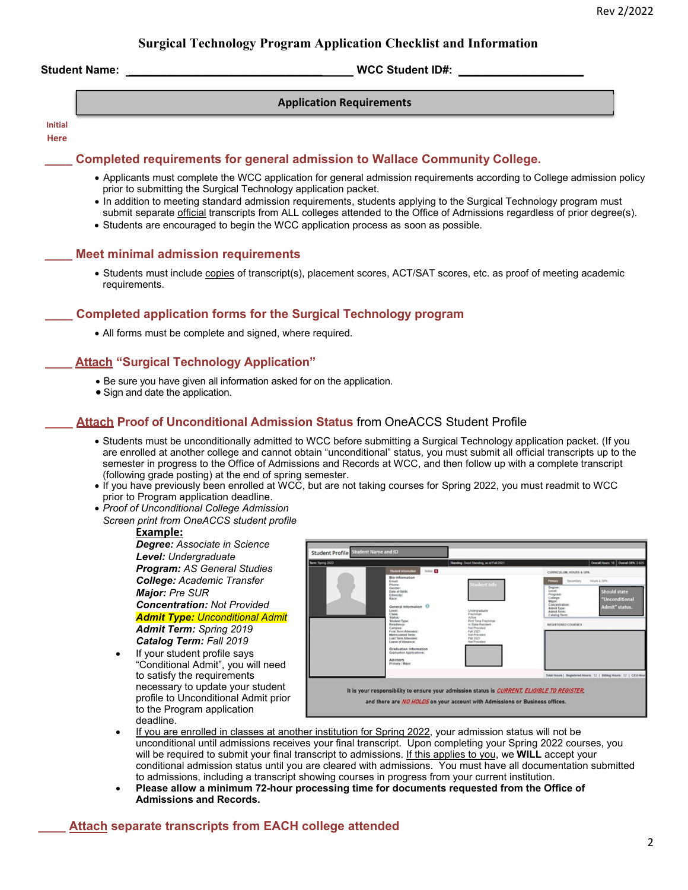# Surgical Technology Program Application Checklist and Information

**Student Name:** ______________________________ **WCC Student ID#:** ____________________

## Application Requirements

Initial Here

____ **Completed requirements for general admission to Wallace Community College.**

- Applicants must complete the WCC application for general admission requirements according to College admission policy prior to submitting the Surgical Technology application packet.
- In addition to meeting standard admission requirements, students applying to the Surgical Technology program must submit separate official transcripts from ALL colleges attended to the Office of Admissions regardless of prior degree(s).
- Students are encouraged to begin the WCC application process as soon as possible.

____ **Meet minimal admission requirements**

- Students must include copies of transcript(s), placement scores, ACT/SAT scores, etc. as proof of meeting academic requirements.

____ **Completed application forms for the Surgical Technology program**

- All forms must be complete and signed, where required.

____ **Attach "Surgical Technology Application"**

- Be sure you have given all information asked for on the application.
- Sign and date the application.

____ **Attach Proof of Unconditional Admission Status** from OneACCS Student Profile

- Students must be unconditionally admitted to WCC before submitting a Surgical Technology application packet. (If you are enrolled at another college and cannot obtain "unconditional" status, you must submit all official transcripts up to the semester in progress to the Office of Admissions and Records at WCC, and then follow up with a complete transcript (following grade posting) at the end of spring semester.
- If you have previously been enrolled at WCC, but are not taking courses for Spring 2022, you must readmit to WCC prior to Program application deadline.
- *Proof of Unconditional College Admission*
  *Screen print from OneACCS student profile*

  **Example:**
  ***Degree:*** *Associate in Science*
  ***Level:*** *Undergraduate*
  ***Program:*** *AS General Studies*
  ***College:*** *Academic Transfer*
  ***Major:*** *Pre SUR*
  ***Concentration:*** *Not Provided*
  ***Admit Type:*** *Unconditional Admit*
  ***Admit Term:*** *Spring 2019*
  ***Catalog Term:*** *Fall 2019*

  - If your student profile says "Conditional Admit", you will need to satisfy the requirements necessary to update your student profile to Unconditional Admit prior to the Program application deadline.

  It is your responsibility to ensure your admission status is *CURRENT, ELIGIBLE TO REGISTER,* and there are *NO HOLDS* on your account with Admissions or Business offices.

- If you are enrolled in classes at another institution for Spring 2022, your admission status will not be unconditional until admissions receives your final transcript. Upon completing your Spring 2022 courses, you will be required to submit your final transcript to admissions. If this applies to you, we **WILL** accept your conditional admission status until you are cleared with admissions. You must have all documentation submitted to admissions, including a transcript showing courses in progress from your current institution.
- **Please allow a minimum 72-hour processing time for documents requested from the Office of Admissions and Records.**

____ **Attach separate transcripts from EACH college attended**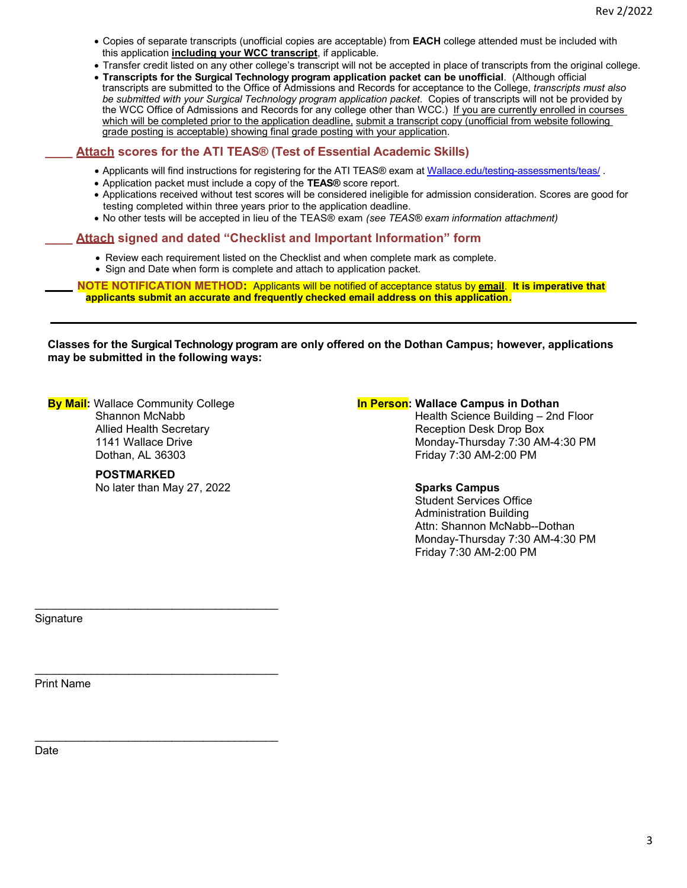- Copies of separate transcripts (unofficial copies are acceptable) from **EACH** college attended must be included with this application **including your WCC transcript**, if applicable.
- Transfer credit listed on any other college's transcript will not be accepted in place of transcripts from the original college.
- **Transcripts for the Surgical Technology program application packet can be unofficial**. (Although official transcripts are submitted to the Office of Admissions and Records for acceptance to the College, *transcripts must also be submitted with your Surgical Technology program application packet*. Copies of transcripts will not be provided by the WCC Office of Admissions and Records for any college other than WCC.) If you are currently enrolled in courses which will be completed prior to the application deadline, submit a transcript copy (unofficial from website following grade posting is acceptable) showing final grade posting with your application.

## ____ Attach scores for the ATI TEAS® (Test of Essential Academic Skills)

- Applicants will find instructions for registering for the ATI TEAS® exam at Wallace.edu/testing-assessments/teas/ .
- Application packet must include a copy of the **TEAS®** score report.
- Applications received without test scores will be considered ineligible for admission consideration. Scores are good for testing completed within three years prior to the application deadline.
- No other tests will be accepted in lieu of the TEAS® exam *(see TEAS® exam information attachment)*

## ____ Attach signed and dated "Checklist and Important Information" form

- Review each requirement listed on the Checklist and when complete mark as complete.
- Sign and Date when form is complete and attach to application packet.

____ **NOTE NOTIFICATION METHOD:** Applicants will be notified of acceptance status by **email**. **It is imperative that applicants submit an accurate and frequently checked email address on this application.**

---

**Classes for the Surgical Technology program are only offered on the Dothan Campus; however, applications may be submitted in the following ways:**

**By Mail**: Wallace Community College
Shannon McNabb
Allied Health Secretary
1141 Wallace Drive
Dothan, AL 36303

**POSTMARKED**
No later than May 27, 2022

**In Person**: **Wallace Campus in Dothan**
Health Science Building – 2nd Floor
Reception Desk Drop Box
Monday-Thursday 7:30 AM-4:30 PM
Friday 7:30 AM-2:00 PM

**Sparks Campus**
Student Services Office
Administration Building
Attn: Shannon McNabb--Dothan
Monday-Thursday 7:30 AM-4:30 PM
Friday 7:30 AM-2:00 PM

_______________________________________
Signature

_______________________________________
Print Name

_______________________________________
Date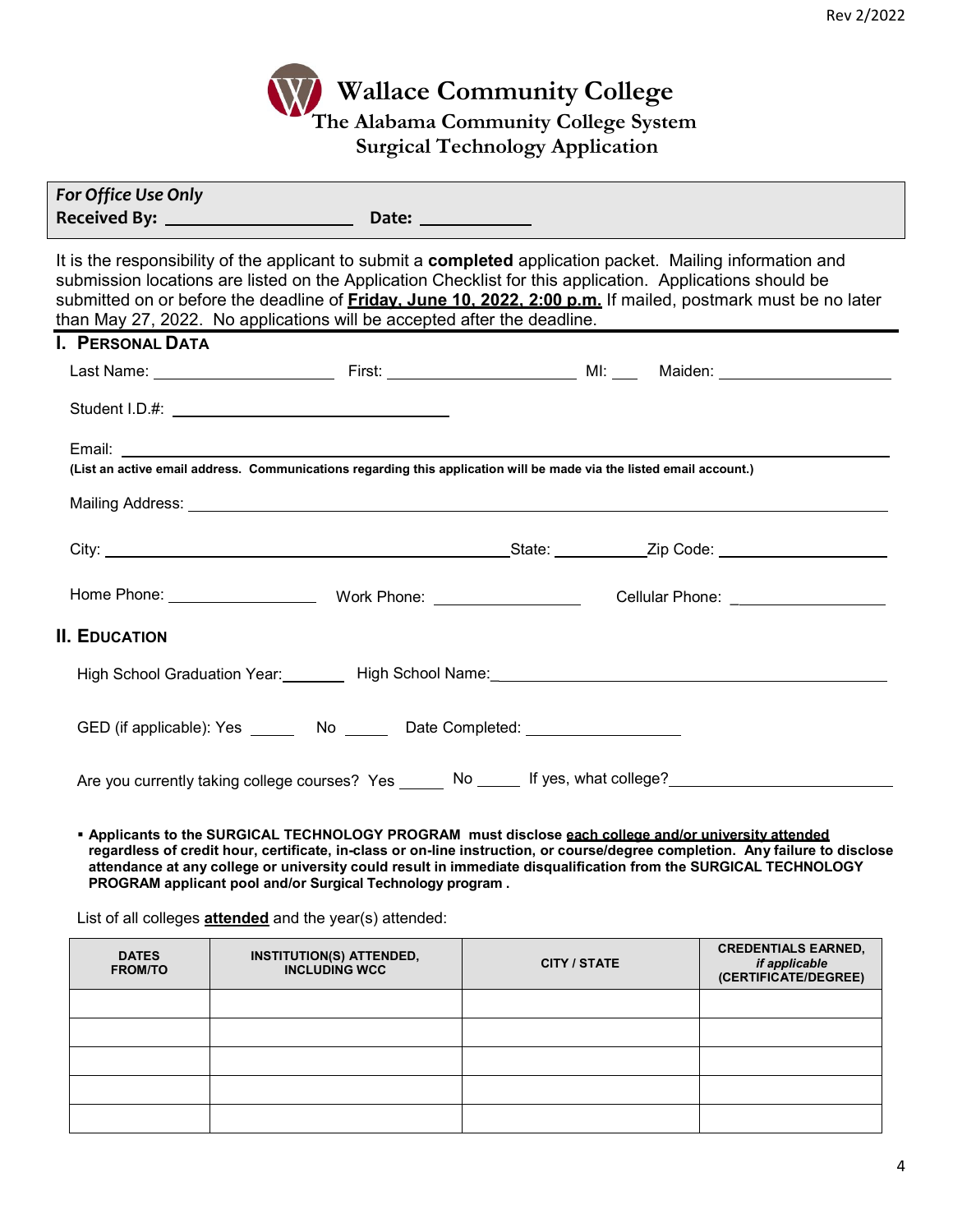# Wallace Community College
## The Alabama Community College System
## Surgical Technology Application

***For Office Use Only***
**Received By:** ____________________ **Date:** ____________

It is the responsibility of the applicant to submit a **completed** application packet. Mailing information and submission locations are listed on the Application Checklist for this application. Applications should be submitted on or before the deadline of **Friday, June 10, 2022, 2:00 p.m.** If mailed, postmark must be no later than May 27, 2022. No applications will be accepted after the deadline.

## I. PERSONAL DATA

Last Name: ____________________ First: ____________________ MI: ___ Maiden: ____________________

Student I.D.#: ______________________________

Email: ______________________________________________________________

**(List an active email address. Communications regarding this application will be made via the listed email account.)**

Mailing Address: ______________________________________________________________

City: ______________________________ State: __________ Zip Code: ____________________

Home Phone: ________________ Work Phone: ________________ Cellular Phone: ________________

## II. EDUCATION

High School Graduation Year: _______ High School Name: ______________________________

GED (if applicable): Yes _____ No _____ Date Completed: ________________

Are you currently taking college courses? Yes _____ No _____ If yes, what college? ____________________

- **Applicants to the SURGICAL TECHNOLOGY PROGRAM must disclose each college and/or university attended regardless of credit hour, certificate, in-class or on-line instruction, or course/degree completion. Any failure to disclose attendance at any college or university could result in immediate disqualification from the SURGICAL TECHNOLOGY PROGRAM applicant pool and/or Surgical Technology program .**

List of all colleges **attended** and the year(s) attended:

| DATES FROM/TO | INSTITUTION(S) ATTENDED, INCLUDING WCC | CITY / STATE | CREDENTIALS EARNED, *if applicable* (CERTIFICATE/DEGREE) |
|---|---|---|---|
| | | | |
| | | | |
| | | | |
| | | | |
| | | | |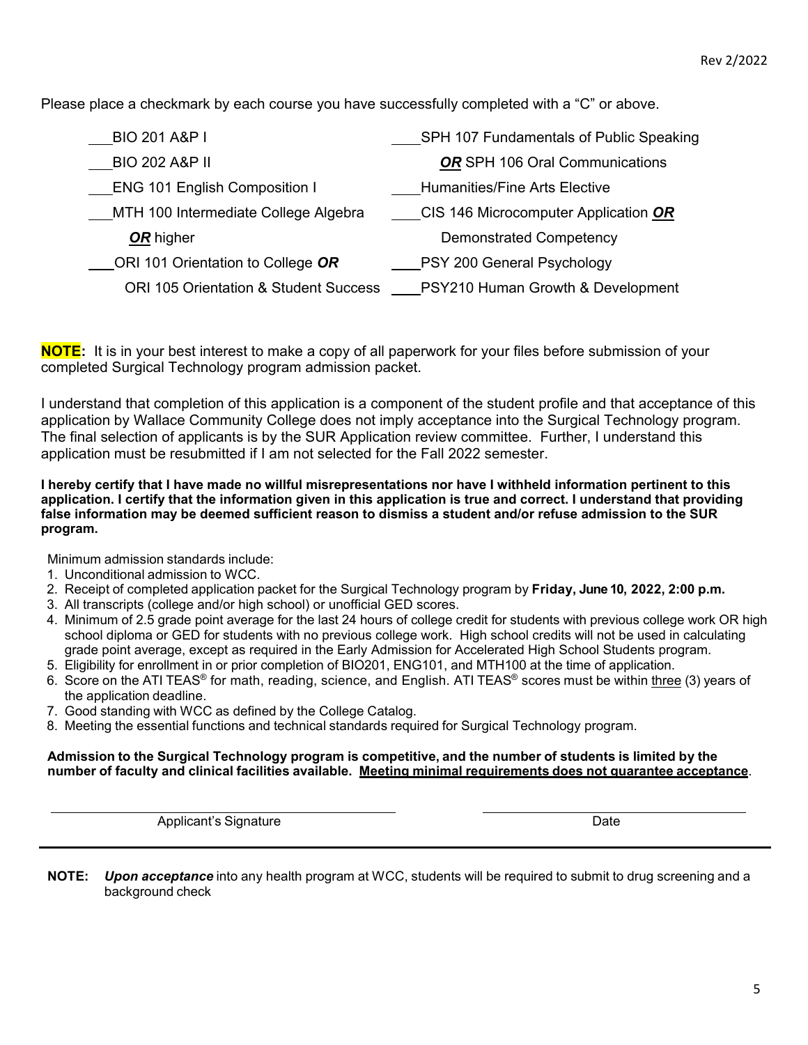Please place a checkmark by each course you have successfully completed with a "C" or above.

___ BIO 201 A&P I

___ BIO 202 A&P II

___ ENG 101 English Composition I

___ MTH 100 Intermediate College Algebra ***OR*** higher

___ ORI 101 Orientation to College ***OR*** ORI 105 Orientation & Student Success

___ SPH 107 Fundamentals of Public Speaking ***OR*** SPH 106 Oral Communications

___ Humanities/Fine Arts Elective

___ CIS 146 Microcomputer Application ***OR*** Demonstrated Competency

___ PSY 200 General Psychology

___ PSY210 Human Growth & Development

**NOTE:** It is in your best interest to make a copy of all paperwork for your files before submission of your completed Surgical Technology program admission packet.

I understand that completion of this application is a component of the student profile and that acceptance of this application by Wallace Community College does not imply acceptance into the Surgical Technology program. The final selection of applicants is by the SUR Application review committee. Further, I understand this application must be resubmitted if I am not selected for the Fall 2022 semester.

**I hereby certify that I have made no willful misrepresentations nor have I withheld information pertinent to this application. I certify that the information given in this application is true and correct. I understand that providing false information may be deemed sufficient reason to dismiss a student and/or refuse admission to the SUR program.**

Minimum admission standards include:

1. Unconditional admission to WCC.
2. Receipt of completed application packet for the Surgical Technology program by **Friday, June 10, 2022, 2:00 p.m.**
3. All transcripts (college and/or high school) or unofficial GED scores.
4. Minimum of 2.5 grade point average for the last 24 hours of college credit for students with previous college work OR high school diploma or GED for students with no previous college work. High school credits will not be used in calculating grade point average, except as required in the Early Admission for Accelerated High School Students program.
5. Eligibility for enrollment in or prior completion of BIO201, ENG101, and MTH100 at the time of application.
6. Score on the ATI TEAS® for math, reading, science, and English. ATI TEAS® scores must be within three (3) years of the application deadline.
7. Good standing with WCC as defined by the College Catalog.
8. Meeting the essential functions and technical standards required for Surgical Technology program.

**Admission to the Surgical Technology program is competitive, and the number of students is limited by the number of faculty and clinical facilities available. Meeting minimal requirements does not guarantee acceptance.**

______________________________ Applicant's Signature

______________________________ Date

**NOTE:** ***Upon acceptance*** into any health program at WCC, students will be required to submit to drug screening and a background check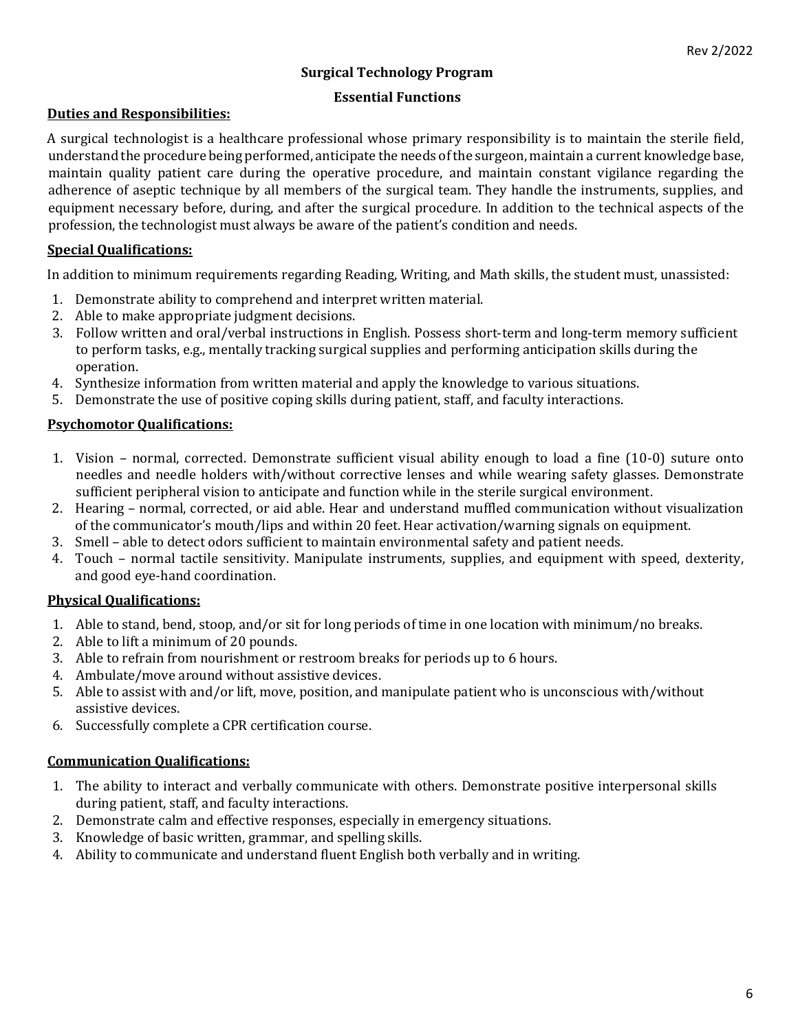Rev 2/2022

# Surgical Technology Program

## Essential Functions

### Duties and Responsibilities:

A surgical technologist is a healthcare professional whose primary responsibility is to maintain the sterile field, understand the procedure being performed, anticipate the needs of the surgeon, maintain a current knowledge base, maintain quality patient care during the operative procedure, and maintain constant vigilance regarding the adherence of aseptic technique by all members of the surgical team. They handle the instruments, supplies, and equipment necessary before, during, and after the surgical procedure. In addition to the technical aspects of the profession, the technologist must always be aware of the patient's condition and needs.

### Special Qualifications:

In addition to minimum requirements regarding Reading, Writing, and Math skills, the student must, unassisted:

1. Demonstrate ability to comprehend and interpret written material.
2. Able to make appropriate judgment decisions.
3. Follow written and oral/verbal instructions in English. Possess short-term and long-term memory sufficient to perform tasks, e.g., mentally tracking surgical supplies and performing anticipation skills during the operation.
4. Synthesize information from written material and apply the knowledge to various situations.
5. Demonstrate the use of positive coping skills during patient, staff, and faculty interactions.

### Psychomotor Qualifications:

1. Vision – normal, corrected. Demonstrate sufficient visual ability enough to load a fine (10-0) suture onto needles and needle holders with/without corrective lenses and while wearing safety glasses. Demonstrate sufficient peripheral vision to anticipate and function while in the sterile surgical environment.
2. Hearing – normal, corrected, or aid able. Hear and understand muffled communication without visualization of the communicator's mouth/lips and within 20 feet. Hear activation/warning signals on equipment.
3. Smell – able to detect odors sufficient to maintain environmental safety and patient needs.
4. Touch – normal tactile sensitivity. Manipulate instruments, supplies, and equipment with speed, dexterity, and good eye-hand coordination.

### Physical Qualifications:

1. Able to stand, bend, stoop, and/or sit for long periods of time in one location with minimum/no breaks.
2. Able to lift a minimum of 20 pounds.
3. Able to refrain from nourishment or restroom breaks for periods up to 6 hours.
4. Ambulate/move around without assistive devices.
5. Able to assist with and/or lift, move, position, and manipulate patient who is unconscious with/without assistive devices.
6. Successfully complete a CPR certification course.

### Communication Qualifications:

1. The ability to interact and verbally communicate with others. Demonstrate positive interpersonal skills during patient, staff, and faculty interactions.
2. Demonstrate calm and effective responses, especially in emergency situations.
3. Knowledge of basic written, grammar, and spelling skills.
4. Ability to communicate and understand fluent English both verbally and in writing.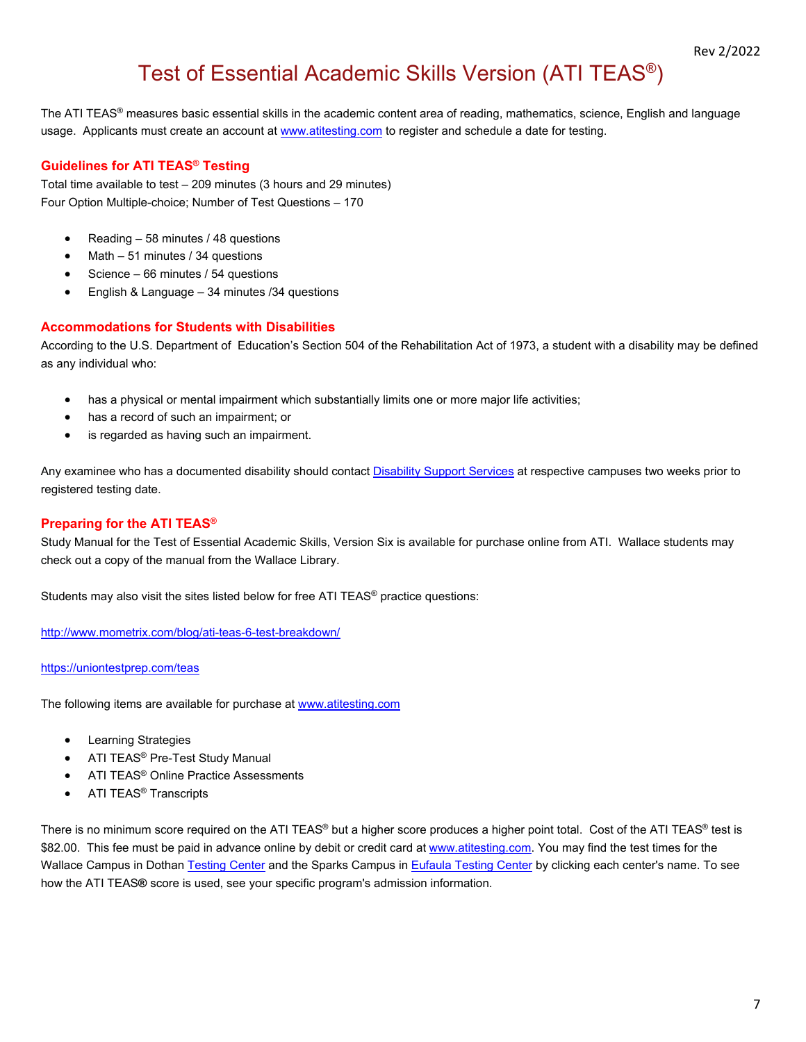# Test of Essential Academic Skills Version (ATI TEAS®)

The ATI TEAS® measures basic essential skills in the academic content area of reading, mathematics, science, English and language usage. Applicants must create an account at [www.atitesting.com](http://www.atitesting.com) to register and schedule a date for testing.

## Guidelines for ATI TEAS® Testing

Total time available to test – 209 minutes (3 hours and 29 minutes)
Four Option Multiple-choice; Number of Test Questions – 170

- Reading – 58 minutes / 48 questions
- Math – 51 minutes / 34 questions
- Science – 66 minutes / 54 questions
- English & Language – 34 minutes /34 questions

## Accommodations for Students with Disabilities

According to the U.S. Department of Education's Section 504 of the Rehabilitation Act of 1973, a student with a disability may be defined as any individual who:

- has a physical or mental impairment which substantially limits one or more major life activities;
- has a record of such an impairment; or
- is regarded as having such an impairment.

Any examinee who has a documented disability should contact Disability Support Services at respective campuses two weeks prior to registered testing date.

## Preparing for the ATI TEAS®

Study Manual for the Test of Essential Academic Skills, Version Six is available for purchase online from ATI. Wallace students may check out a copy of the manual from the Wallace Library.

Students may also visit the sites listed below for free ATI TEAS® practice questions:

http://www.mometrix.com/blog/ati-teas-6-test-breakdown/

https://uniontestprep.com/teas

The following items are available for purchase at [www.atitesting.com](http://www.atitesting.com)

- Learning Strategies
- ATI TEAS® Pre-Test Study Manual
- ATI TEAS® Online Practice Assessments
- ATI TEAS® Transcripts

There is no minimum score required on the ATI TEAS® but a higher score produces a higher point total. Cost of the ATI TEAS® test is $82.00. This fee must be paid in advance online by debit or credit card at [www.atitesting.com](http://www.atitesting.com). You may find the test times for the Wallace Campus in Dothan Testing Center and the Sparks Campus in Eufaula Testing Center by clicking each center's name. To see how the ATI TEAS® score is used, see your specific program's admission information.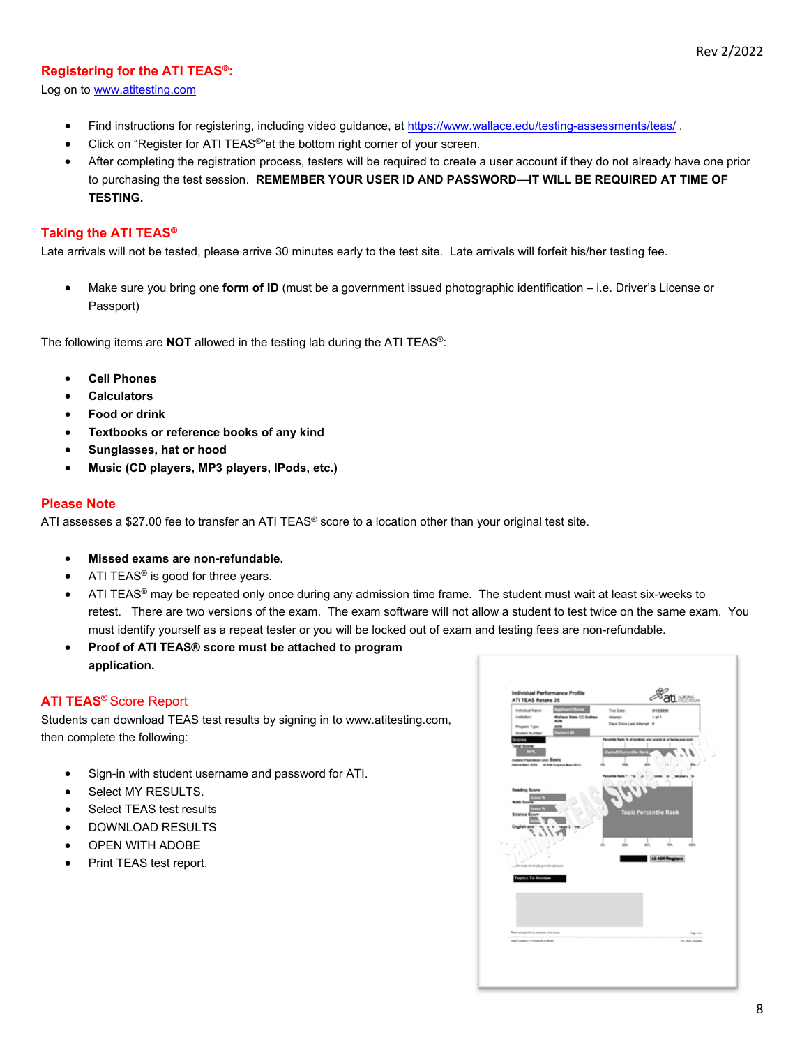## Registering for the ATI TEAS®:

Log on to [www.atitesting.com](http://www.atitesting.com)

- Find instructions for registering, including video guidance, at [https://www.wallace.edu/testing-assessments/teas/](https://www.wallace.edu/testing-assessments/teas/) .
- Click on "Register for ATI TEAS®" at the bottom right corner of your screen.
- After completing the registration process, testers will be required to create a user account if they do not already have one prior to purchasing the test session. **REMEMBER YOUR USER ID AND PASSWORD—IT WILL BE REQUIRED AT TIME OF TESTING.**

## Taking the ATI TEAS®

Late arrivals will not be tested, please arrive 30 minutes early to the test site. Late arrivals will forfeit his/her testing fee.

- Make sure you bring one **form of ID** (must be a government issued photographic identification – i.e. Driver's License or Passport)

The following items are **NOT** allowed in the testing lab during the ATI TEAS®:

- **Cell Phones**
- **Calculators**
- **Food or drink**
- **Textbooks or reference books of any kind**
- **Sunglasses, hat or hood**
- **Music (CD players, MP3 players, IPods, etc.)**

## Please Note

ATI assesses a $27.00 fee to transfer an ATI TEAS® score to a location other than your original test site.

- **Missed exams are non-refundable.**
- ATI TEAS® is good for three years.
- ATI TEAS® may be repeated only once during any admission time frame. The student must wait at least six-weeks to retest. There are two versions of the exam. The exam software will not allow a student to test twice on the same exam. You must identify yourself as a repeat tester or you will be locked out of exam and testing fees are non-refundable.
- **Proof of ATI TEAS® score must be attached to program application.**

## ATI TEAS® Score Report

Students can download TEAS test results by signing in to www.atitesting.com, then complete the following:

- Sign-in with student username and password for ATI.
- Select MY RESULTS.
- Select TEAS test results
- DOWNLOAD RESULTS
- OPEN WITH ADOBE
- Print TEAS test report.